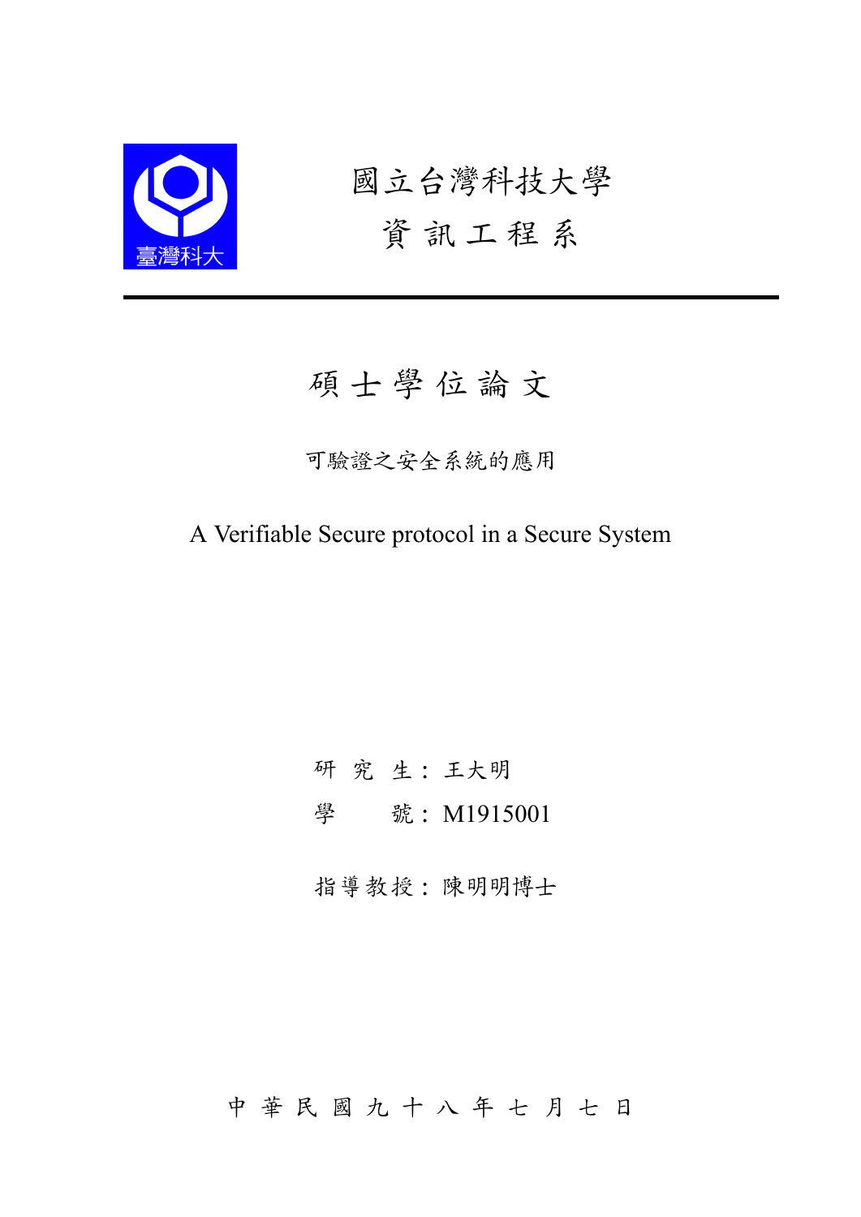國立台灣科技大學

資 訊 工 程 系

---

# 碩 士 學 位 論 文

可驗證之安全系統的應用

A Verifiable Secure protocol in a Secure System

研　究　生：王大明

學　　　號：M1915001

指導教授：陳明明博士

中 華 民 國 九 十 八 年 七 月 七 日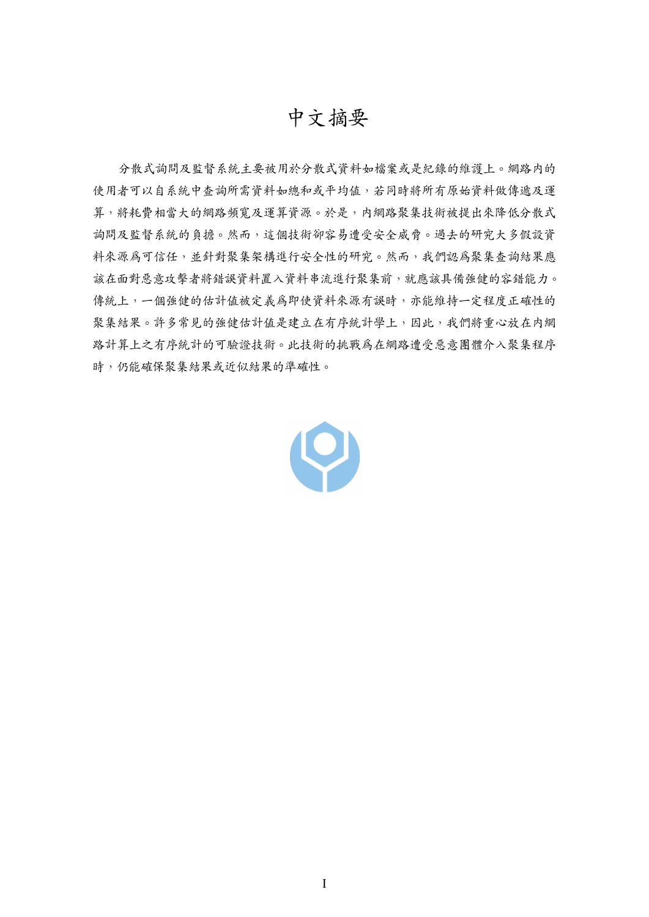# 中文摘要

分散式詢問及監督系統主要被用於分散式資料如檔案或是紀錄的維護上。網路內的使用者可以自系統中查詢所需資料如總和或平均值，若同時將所有原始資料做傳遞及運算，將耗費相當大的網路頻寬及運算資源。於是，內網路聚集技術被提出來降低分散式詢問及監督系統的負擔。然而，這個技術卻容易遭受安全威脅。過去的研究大多假設資料來源爲可信任，並針對聚集架構進行安全性的研究。然而，我們認爲聚集查詢結果應該在面對惡意攻擊者將錯誤資料置入資料串流進行聚集前，就應該具備強健的容錯能力。傳統上，一個強健的估計值被定義爲即使資料來源有誤時，亦能維持一定程度正確性的聚集結果。許多常見的強健估計值是建立在有序統計學上，因此，我們將重心放在內網路計算上之有序統計的可驗證技術。此技術的挑戰爲在網路遭受惡意團體介入聚集程序時，仍能確保聚集結果或近似結果的準確性。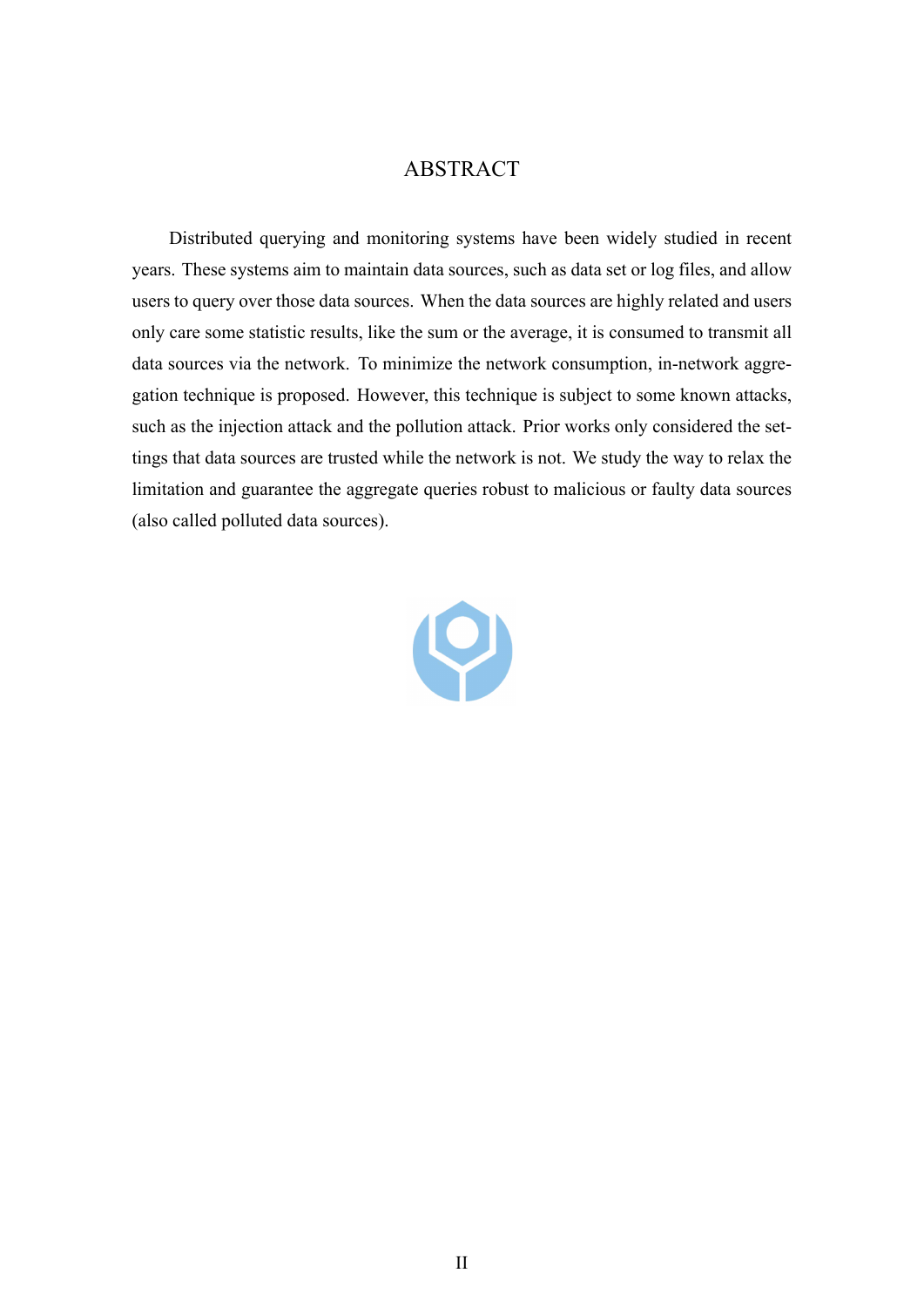# ABSTRACT

Distributed querying and monitoring systems have been widely studied in recent years. These systems aim to maintain data sources, such as data set or log files, and allow users to query over those data sources. When the data sources are highly related and users only care some statistic results, like the sum or the average, it is consumed to transmit all data sources via the network. To minimize the network consumption, in-network aggregation technique is proposed. However, this technique is subject to some known attacks, such as the injection attack and the pollution attack. Prior works only considered the settings that data sources are trusted while the network is not. We study the way to relax the limitation and guarantee the aggregate queries robust to malicious or faulty data sources (also called polluted data sources).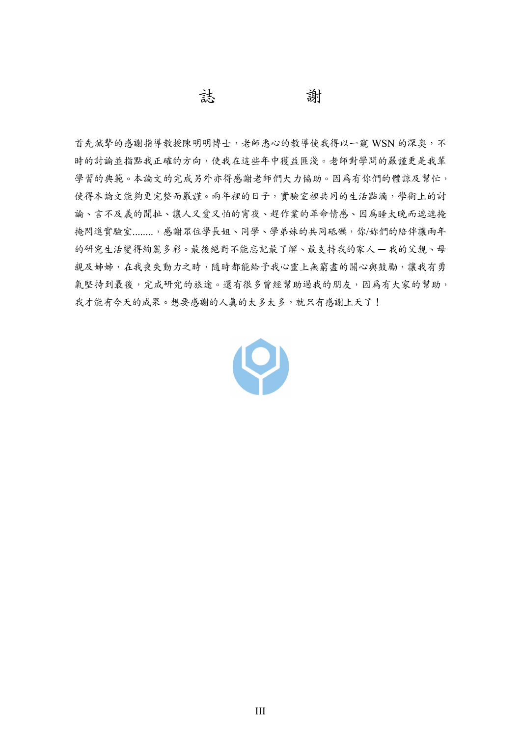# 誌　　謝

首先誠摯的感謝指導教授陳明明博士，老師悉心的教導使我得以一窺 WSN 的深奧，不時的討論並指點我正確的方向，使我在這些年中獲益匪淺。老師對學問的嚴謹更是我輩學習的典範。本論文的完成另外亦得感謝老師們大力協助。因爲有你們的體諒及幫忙，使得本論文能夠更完整而嚴謹。兩年裡的日子，實驗室裡共同的生活點滴，學術上的討論、言不及義的閒扯、讓人又愛又怕的宵夜、趕作業的革命情感、因爲睡太晚而遮遮掩掩閃進實驗室........，感謝眾位學長姐、同學、學弟妹的共同砥礪，你/妳們的陪伴讓兩年的研究生活變得絢麗多彩。最後絕對不能忘記最了解、最支持我的家人 — 我的父親、母親及姊姊，在我喪失動力之時，隨時都能給予我心靈上無窮盡的關心與鼓勵，讓我有勇氣堅持到最後，完成研究的旅途。還有很多曾經幫助過我的朋友，因爲有大家的幫助，我才能有今天的成果。想要感謝的人真的太多太多，就只有感謝上天了！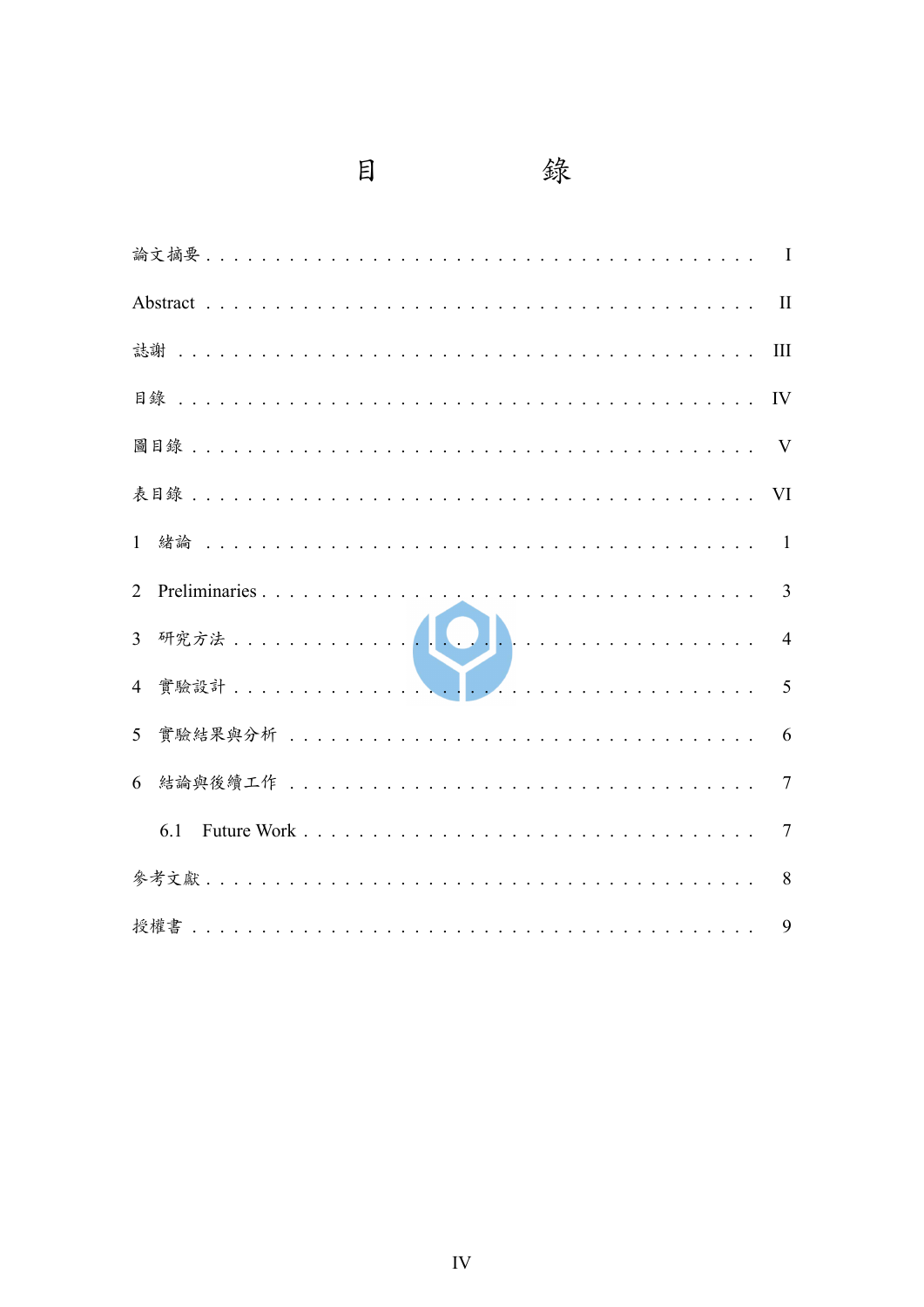# 目　　　　錄

論文摘要 . . . . . . . . . . . . . . . . . . . . . . . . . . . . . . . . I

Abstract . . . . . . . . . . . . . . . . . . . . . . . . . . . . . . . . II

誌謝 . . . . . . . . . . . . . . . . . . . . . . . . . . . . . . . . III

目錄 . . . . . . . . . . . . . . . . . . . . . . . . . . . . . . . . IV

圖目錄 . . . . . . . . . . . . . . . . . . . . . . . . . . . . . . . . V

表目錄 . . . . . . . . . . . . . . . . . . . . . . . . . . . . . . . . VI

1　緒論 . . . . . . . . . . . . . . . . . . . . . . . . . . . . . . . . 1

2　Preliminaries . . . . . . . . . . . . . . . . . . . . . . . . . . . . . . . . 3

3　研究方法 . . . . . . . . . . . . . . . . . . . . . . . . . . . . . . . . 4

4　實驗設計 . . . . . . . . . . . . . . . . . . . . . . . . . . . . . . . . 5

5　實驗結果與分析 . . . . . . . . . . . . . . . . . . . . . . . . . . . . . . . . 6

6　結論與後續工作 . . . . . . . . . . . . . . . . . . . . . . . . . . . . . . . . 7

　6.1　Future Work . . . . . . . . . . . . . . . . . . . . . . . . . . . . . . . . 7

參考文獻 . . . . . . . . . . . . . . . . . . . . . . . . . . . . . . . . 8

授權書 . . . . . . . . . . . . . . . . . . . . . . . . . . . . . . . . 9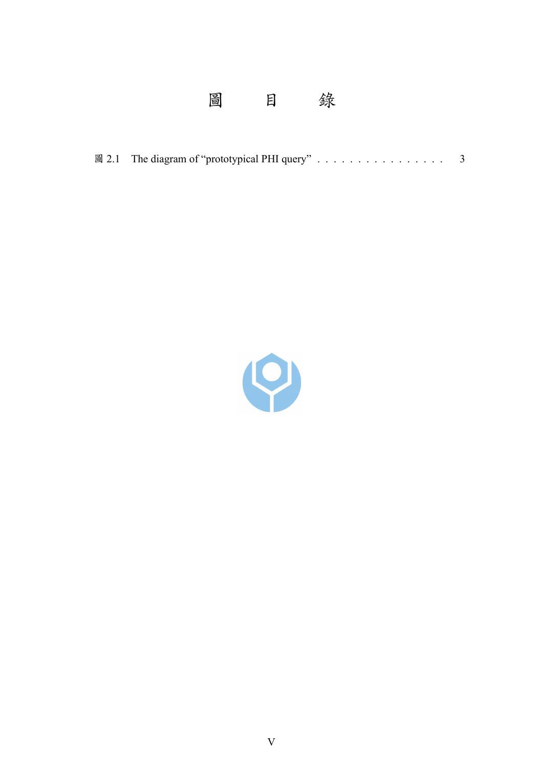# 圖　目　錄

圖 2.1　The diagram of "prototypical PHI query" . . . . . . . . . . . . . . . . .　3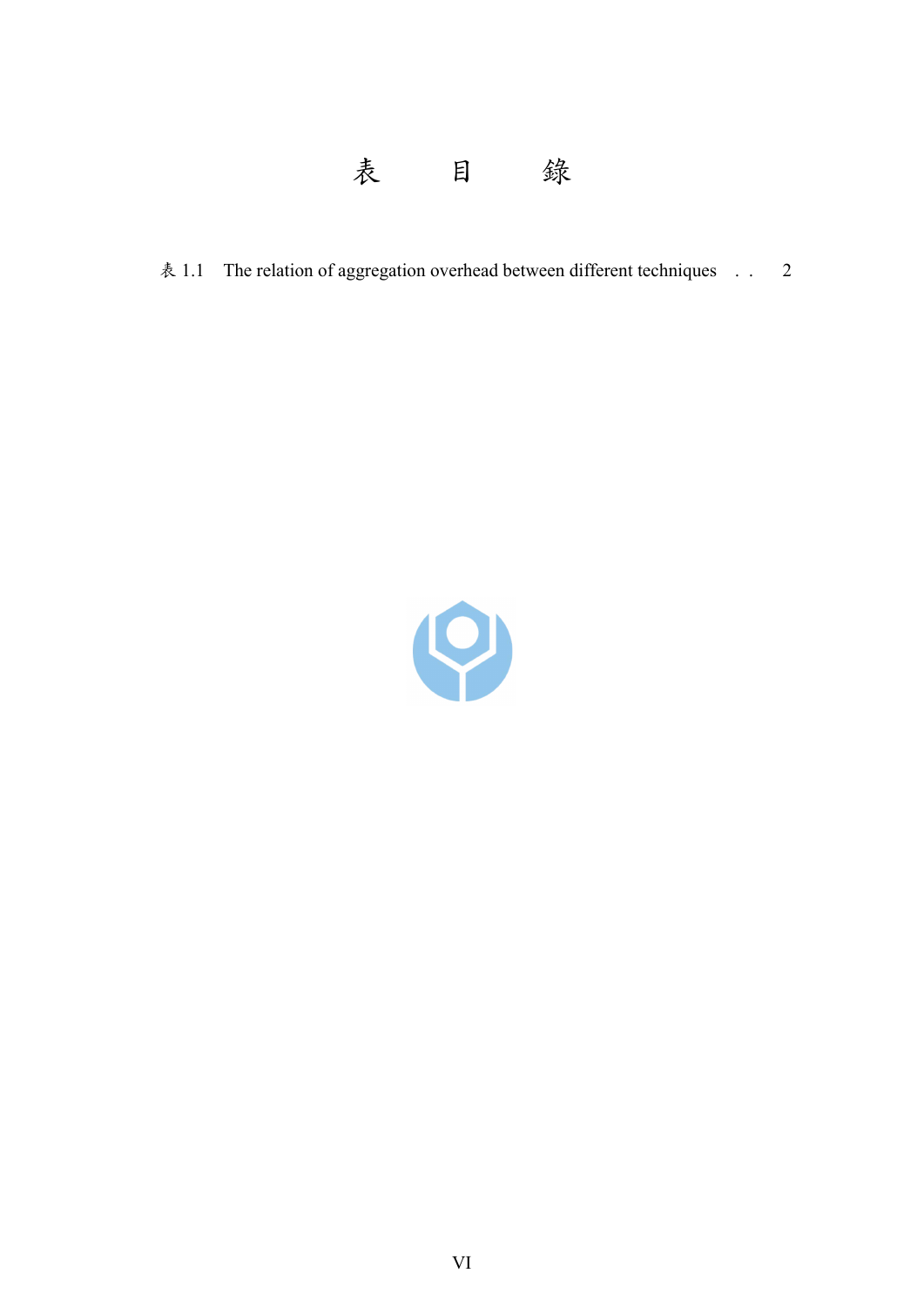# 表　目　錄

表 1.1　The relation of aggregation overhead between different techniques . . 2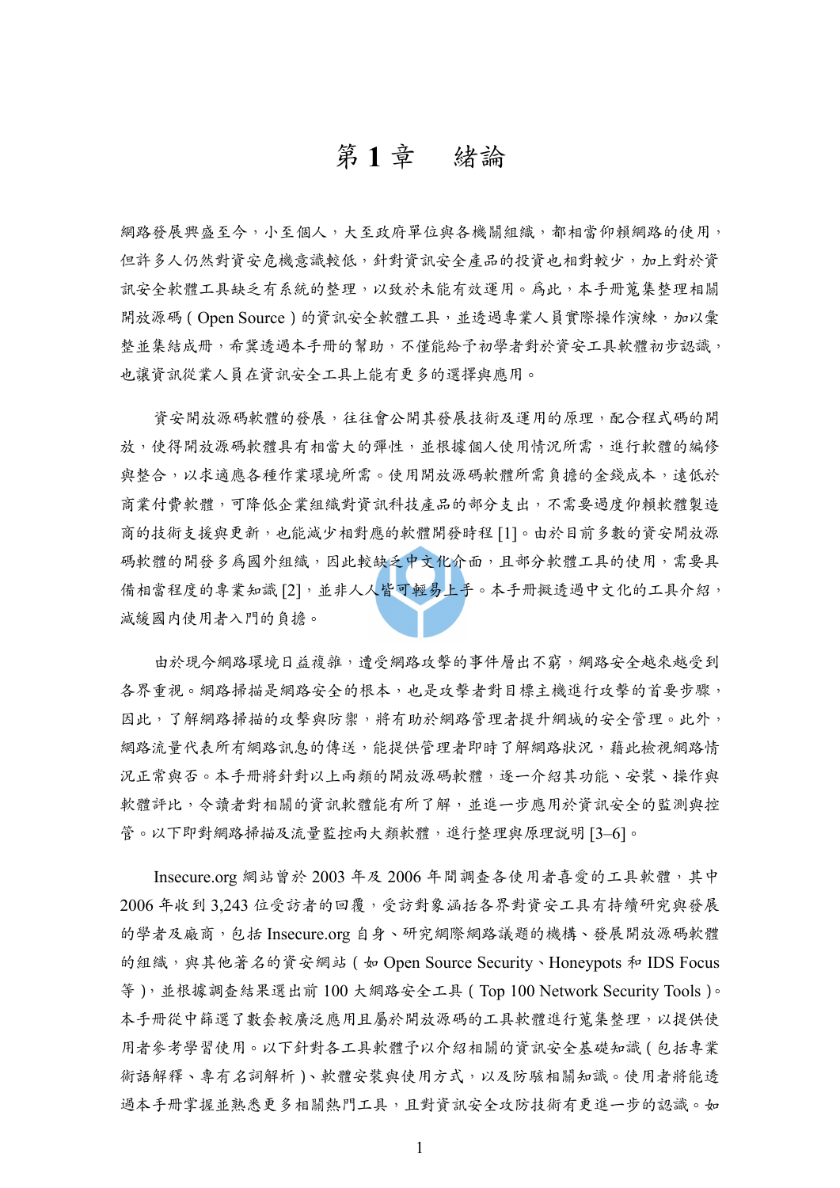# 第 1 章　緒論

網路發展興盛至今，小至個人，大至政府單位與各機關組織，都相當仰賴網路的使用，但許多人仍然對資安危機意識較低，針對資訊安全產品的投資也相對較少，加上對於資訊安全軟體工具缺乏有系統的整理，以致於未能有效運用。為此，本手冊蒐集整理相關開放源碼（Open Source）的資訊安全軟體工具，並透過專業人員實際操作演練，加以彙整並集結成冊，希冀透過本手冊的幫助，不僅能給予初學者對於資安工具軟體初步認識，也讓資訊從業人員在資訊安全工具上能有更多的選擇與應用。

資安開放源碼軟體的發展，往往會公開其發展技術及運用的原理，配合程式碼的開放，使得開放源碼軟體具有相當大的彈性，並根據個人使用情況所需，進行軟體的編修與整合，以求適應各種作業環境所需。使用開放源碼軟體所需負擔的金錢成本，遠低於商業付費軟體，可降低企業組織對資訊科技產品的部分支出，不需要過度仰賴軟體製造商的技術支援與更新，也能減少相對應的軟體開發時程 [1]。由於目前多數的資安開放源碼軟體的開發多為國外組織，因此較缺乏中文化介面，且部分軟體工具的使用，需要具備相當程度的專業知識 [2]，並非人人皆可輕易上手。本手冊擬透過中文化的工具介紹，減緩國內使用者入門的負擔。

由於現今網路環境日益複雜，遭受網路攻擊的事件層出不窮，網路安全越來越受到各界重視。網路掃描是網路安全的根本，也是攻擊者對目標主機進行攻擊的首要步驟，因此，了解網路掃描的攻擊與防禦，將有助於網路管理者提升網域的安全管理。此外，網路流量代表所有網路訊息的傳送，能提供管理者即時了解網路狀況，藉此檢視網路情況正常與否。本手冊將針對以上兩類的開放源碼軟體，逐一介紹其功能、安裝、操作與軟體評比，令讀者對相關的資訊軟體能有所了解，並進一步應用於資訊安全的監測與控管。以下即對網路掃描及流量監控兩大類軟體，進行整理與原理說明 [3–6]。

Insecure.org 網站曾於 2003 年及 2006 年間調查各使用者喜愛的工具軟體，其中 2006 年收到 3,243 位受訪者的回覆，受訪對象涵括各界對資安工具有持續研究與發展的學者及廠商，包括 Insecure.org 自身、研究網際網路議題的機構、發展開放源碼軟體的組織，與其他著名的資安網站（如 Open Source Security、Honeypots 和 IDS Focus 等），並根據調查結果選出前 100 大網路安全工具（Top 100 Network Security Tools）。本手冊從中篩選了數套較廣泛應用且屬於開放源碼的工具軟體進行蒐集整理，以提供使用者參考學習使用。以下針對各工具軟體予以介紹相關的資訊安全基礎知識（包括專業術語解釋、專有名詞解析）、軟體安裝與使用方式，以及防駭相關知識。使用者將能透過本手冊掌握並熟悉更多相關熱門工具，且對資訊安全攻防技術有更進一步的認識。如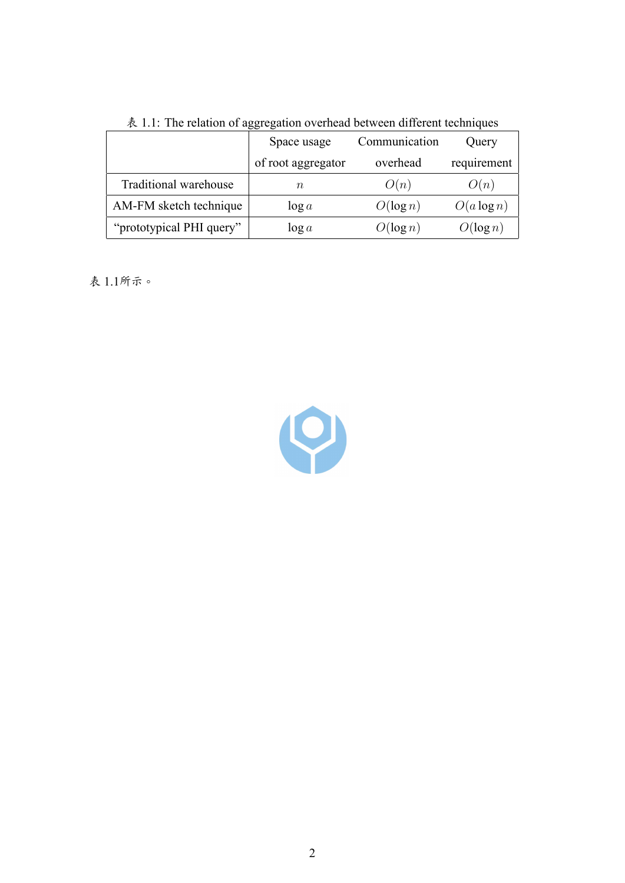表 1.1: The relation of aggregation overhead between different techniques

| | Space usage of root aggregator | Communication overhead | Query requirement |
|---|---|---|---|
| Traditional warehouse | $n$ | $O(n)$ | $O(n)$ |
| AM-FM sketch technique | $\log a$ | $O(\log n)$ | $O(a \log n)$ |
| "prototypical PHI query" | $\log a$ | $O(\log n)$ | $O(\log n)$ |

表 1.1所示。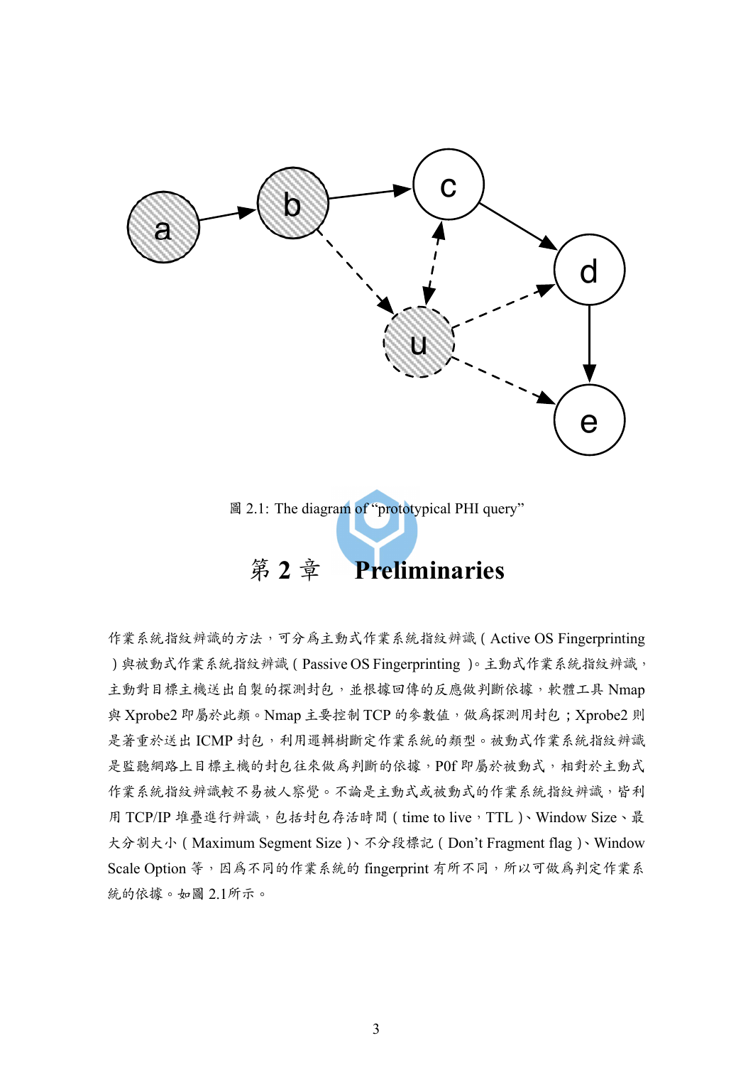圖 2.1: The diagram of "prototypical PHI query"

# 第 2 章 Preliminaries

作業系統指紋辨識的方法，可分為主動式作業系統指紋辨識 ( Active OS Fingerprinting ) 與被動式作業系統指紋辨識 ( Passive OS Fingerprinting )。主動式作業系統指紋辨識，主動對目標主機送出自製的探測封包，並根據回傳的反應做判斷依據，軟體工具 Nmap 與 Xprobe2 即屬於此類。Nmap 主要控制 TCP 的參數值，做為探測用封包；Xprobe2 則是著重於送出 ICMP 封包，利用邏輯樹斷定作業系統的類型。被動式作業系統指紋辨識是監聽網路上目標主機的封包往來做為判斷的依據，P0f 即屬於被動式，相對於主動式作業系統指紋辨識較不易被人察覺。不論是主動式或被動式的作業系統指紋辨識，皆利用 TCP/IP 堆疊進行辨識，包括封包存活時間 ( time to live，TTL )、Window Size、最大分割大小 ( Maximum Segment Size )、不分段標記 ( Don't Fragment flag )、Window Scale Option 等，因為不同的作業系統的 fingerprint 有所不同，所以可做為判定作業系統的依據。如圖 2.1所示。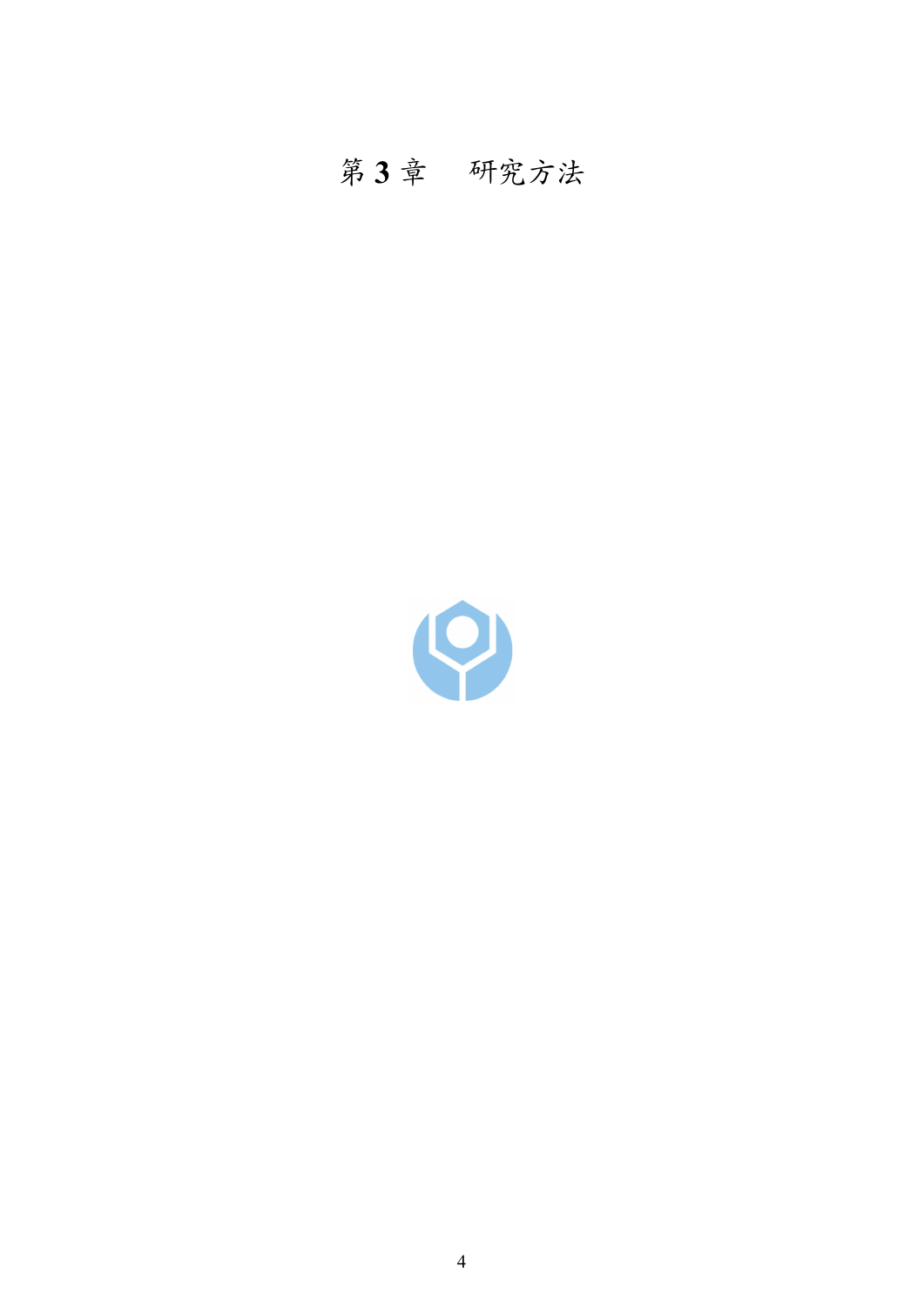# 第 3 章　研究方法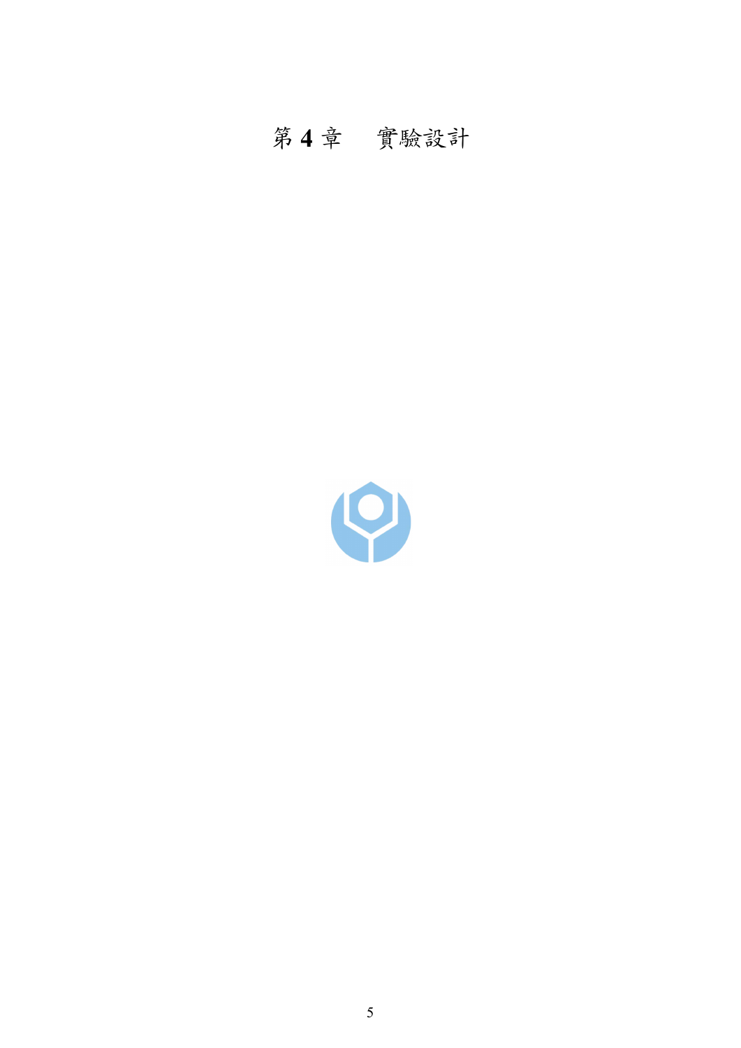# 第 **4** 章　實驗設計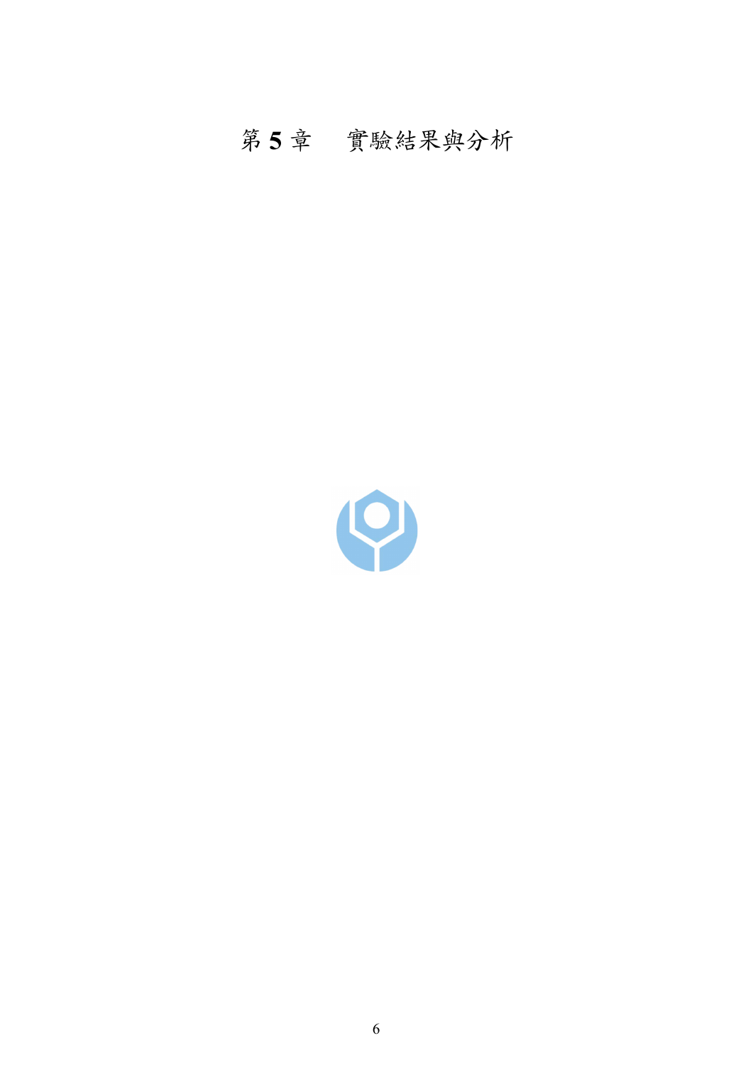# 第 **5** 章　實驗結果與分析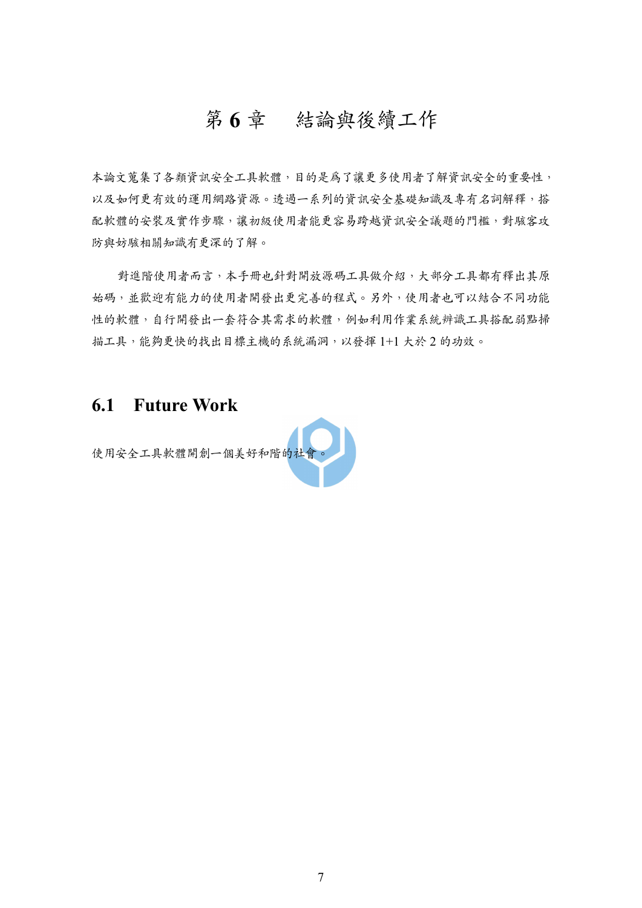# 第 6 章　結論與後續工作

本論文蒐集了各類資訊安全工具軟體，目的是爲了讓更多使用者了解資訊安全的重要性，以及如何更有效的運用網路資源。透過一系列的資訊安全基礎知識及專有名詞解釋，搭配軟體的安裝及實作步驟，讓初級使用者能更容易跨越資訊安全議題的門檻，對駭客攻防與妨駭相關知識有更深的了解。

對進階使用者而言，本手冊也針對開放源碼工具做介紹，大部分工具都有釋出其原始碼，並歡迎有能力的使用者開發出更完善的程式。另外，使用者也可以結合不同功能性的軟體，自行開發出一套符合其需求的軟體，例如利用作業系統辨識工具搭配弱點掃描工具，能夠更快的找出目標主機的系統漏洞，以發揮 1+1 大於 2 的功效。

## 6.1 Future Work

使用安全工具軟體開創一個美好和諧的社會。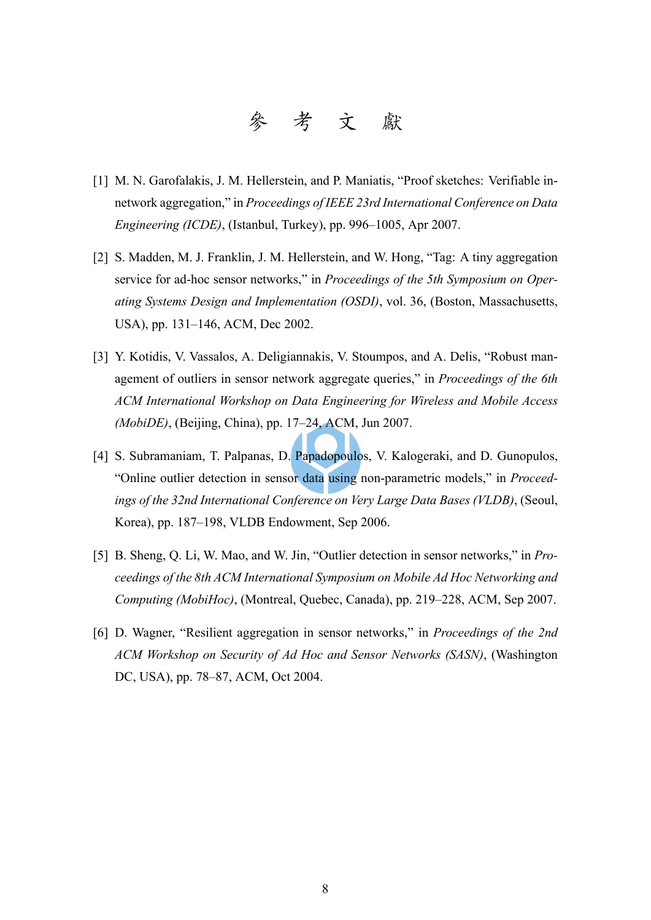# 參 考 文 獻

[1] M. N. Garofalakis, J. M. Hellerstein, and P. Maniatis, "Proof sketches: Verifiable in-network aggregation," in *Proceedings of IEEE 23rd International Conference on Data Engineering (ICDE)*, (Istanbul, Turkey), pp. 996–1005, Apr 2007.

[2] S. Madden, M. J. Franklin, J. M. Hellerstein, and W. Hong, "Tag: A tiny aggregation service for ad-hoc sensor networks," in *Proceedings of the 5th Symposium on Operating Systems Design and Implementation (OSDI)*, vol. 36, (Boston, Massachusetts, USA), pp. 131–146, ACM, Dec 2002.

[3] Y. Kotidis, V. Vassalos, A. Deligiannakis, V. Stoumpos, and A. Delis, "Robust management of outliers in sensor network aggregate queries," in *Proceedings of the 6th ACM International Workshop on Data Engineering for Wireless and Mobile Access (MobiDE)*, (Beijing, China), pp. 17–24, ACM, Jun 2007.

[4] S. Subramaniam, T. Palpanas, D. Papadopoulos, V. Kalogeraki, and D. Gunopulos, "Online outlier detection in sensor data using non-parametric models," in *Proceedings of the 32nd International Conference on Very Large Data Bases (VLDB)*, (Seoul, Korea), pp. 187–198, VLDB Endowment, Sep 2006.

[5] B. Sheng, Q. Li, W. Mao, and W. Jin, "Outlier detection in sensor networks," in *Proceedings of the 8th ACM International Symposium on Mobile Ad Hoc Networking and Computing (MobiHoc)*, (Montreal, Quebec, Canada), pp. 219–228, ACM, Sep 2007.

[6] D. Wagner, "Resilient aggregation in sensor networks," in *Proceedings of the 2nd ACM Workshop on Security of Ad Hoc and Sensor Networks (SASN)*, (Washington DC, USA), pp. 78–87, ACM, Oct 2004.